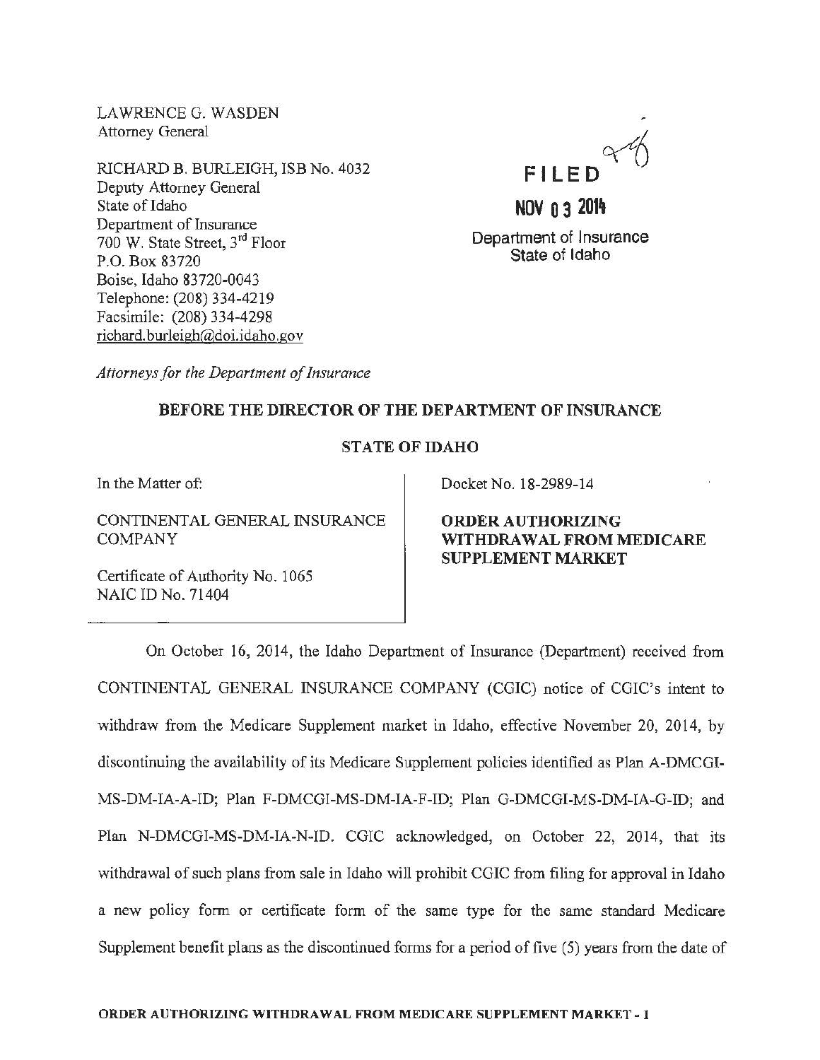LAWRENCE G. WASDEN
Attorney General

RICHARD B. BURLEIGH, ISB No. 4032
Deputy Attorney General
State of Idaho
Department of Insurance
700 W. State Street, 3rd Floor
P.O. Box 83720
Boise, Idaho 83720-0043
Telephone: (208) 334-4219
Facsimile: (208) 334-4298
richard.burleigh@doi.idaho.gov

FILED

NOV 03 2014

Department of Insurance
State of Idaho

*Attorneys for the Department of Insurance*

**BEFORE THE DIRECTOR OF THE DEPARTMENT OF INSURANCE**

**STATE OF IDAHO**

In the Matter of:

CONTINENTAL GENERAL INSURANCE COMPANY

Certificate of Authority No. 1065
NAIC ID No. 71404

Docket No. 18-2989-14

**ORDER AUTHORIZING WITHDRAWAL FROM MEDICARE SUPPLEMENT MARKET**

On October 16, 2014, the Idaho Department of Insurance (Department) received from CONTINENTAL GENERAL INSURANCE COMPANY (CGIC) notice of CGIC's intent to withdraw from the Medicare Supplement market in Idaho, effective November 20, 2014, by discontinuing the availability of its Medicare Supplement policies identified as Plan A-DMCGI-MS-DM-IA-A-ID; Plan F-DMCGI-MS-DM-IA-F-ID; Plan G-DMCGI-MS-DM-IA-G-ID; and Plan N-DMCGI-MS-DM-IA-N-ID. CGIC acknowledged, on October 22, 2014, that its withdrawal of such plans from sale in Idaho will prohibit CGIC from filing for approval in Idaho a new policy form or certificate form of the same type for the same standard Medicare Supplement benefit plans as the discontinued forms for a period of five (5) years from the date of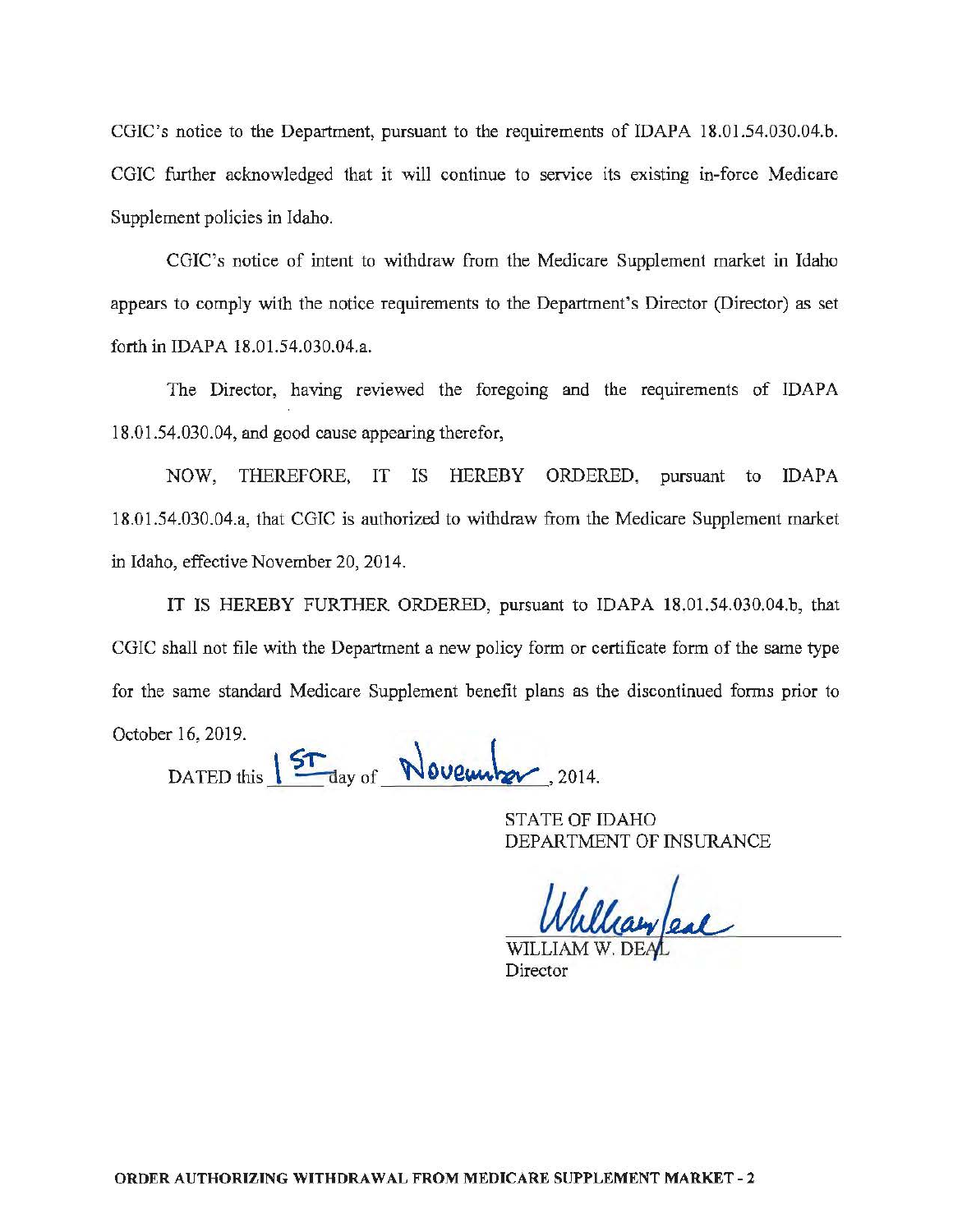CGIC's notice to the Department, pursuant to the requirements of IDAPA 18.01.54.030.04.b. CGIC further acknowledged that it will continue to service its existing in-force Medicare Supplement policies in Idaho.

CGIC's notice of intent to withdraw from the Medicare Supplement market in Idaho appears to comply with the notice requirements to the Department's Director (Director) as set forth in IDAPA 18.01.54.030.04.a.

The Director, having reviewed the foregoing and the requirements of IDAPA 18.01.54.030.04, and good cause appearing therefor,

NOW, THEREFORE, IT IS HEREBY ORDERED, pursuant to IDAPA 18.01.54.030.04.a, that CGIC is authorized to withdraw from the Medicare Supplement market in Idaho, effective November 20, 2014.

IT IS HEREBY FURTHER ORDERED, pursuant to IDAPA 18.01.54.030.04.b, that CGIC shall not file with the Department a new policy form or certificate form of the same type for the same standard Medicare Supplement benefit plans as the discontinued forms prior to October 16, 2019.

DATED this 1st day of November, 2014.

STATE OF IDAHO
DEPARTMENT OF INSURANCE

WILLIAM W. DEAL
Director

**ORDER AUTHORIZING WITHDRAWAL FROM MEDICARE SUPPLEMENT MARKET - 2**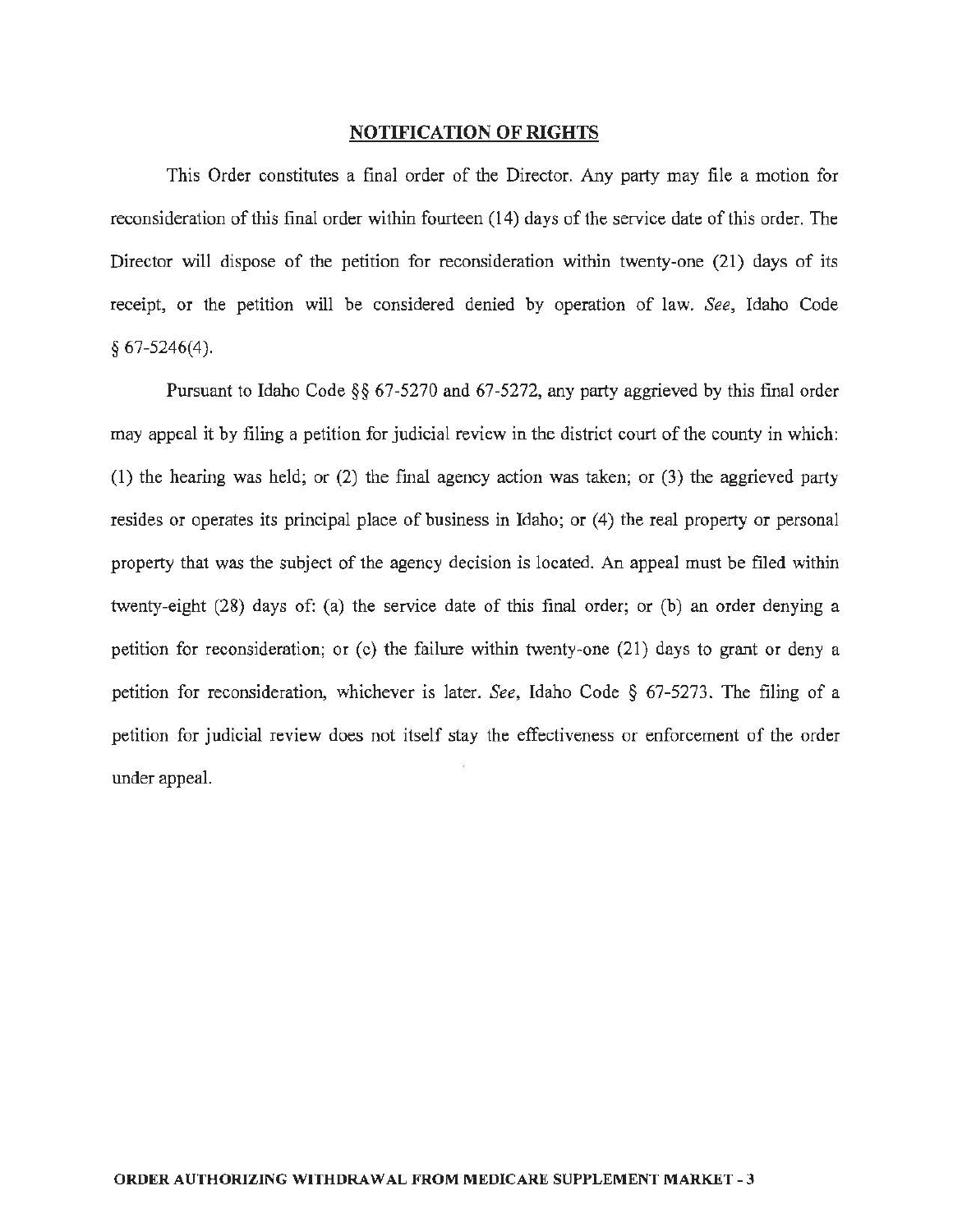## NOTIFICATION OF RIGHTS

This Order constitutes a final order of the Director. Any party may file a motion for reconsideration of this final order within fourteen (14) days of the service date of this order. The Director will dispose of the petition for reconsideration within twenty-one (21) days of its receipt, or the petition will be considered denied by operation of law. *See*, Idaho Code § 67-5246(4).

Pursuant to Idaho Code §§ 67-5270 and 67-5272, any party aggrieved by this final order may appeal it by filing a petition for judicial review in the district court of the county in which: (1) the hearing was held; or (2) the final agency action was taken; or (3) the aggrieved party resides or operates its principal place of business in Idaho; or (4) the real property or personal property that was the subject of the agency decision is located. An appeal must be filed within twenty-eight (28) days of: (a) the service date of this final order; or (b) an order denying a petition for reconsideration; or (c) the failure within twenty-one (21) days to grant or deny a petition for reconsideration, whichever is later. *See*, Idaho Code § 67-5273. The filing of a petition for judicial review does not itself stay the effectiveness or enforcement of the order under appeal.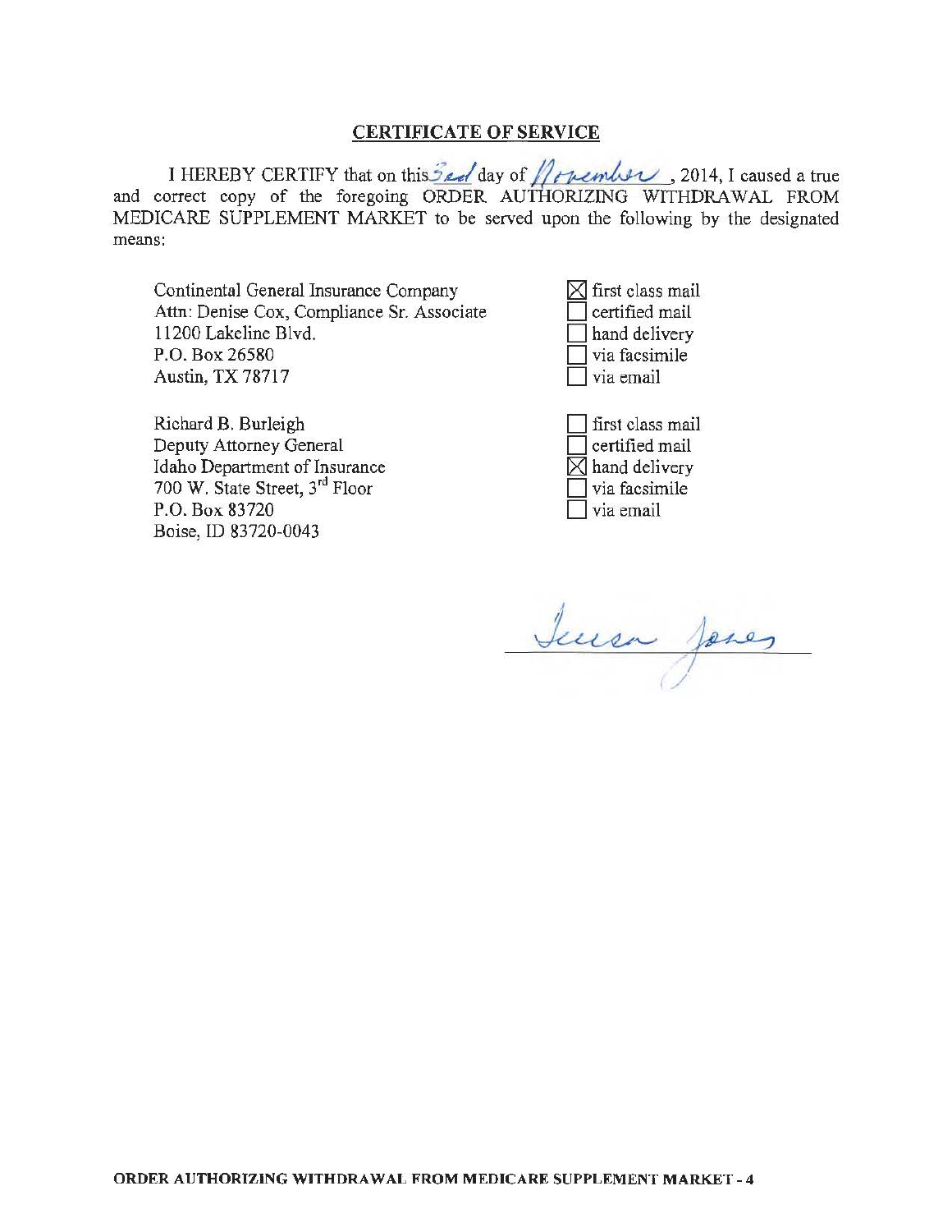## CERTIFICATE OF SERVICE

I HEREBY CERTIFY that on this 3rd day of November, 2014, I caused a true and correct copy of the foregoing ORDER AUTHORIZING WITHDRAWAL FROM MEDICARE SUPPLEMENT MARKET to be served upon the following by the designated means:

| | |
|---|---|
| Continental General Insurance Company<br>Attn: Denise Cox, Compliance Sr. Associate<br>11200 Lakeline Blvd.<br>P.O. Box 26580<br>Austin, TX 78717 | ☒ first class mail<br>☐ certified mail<br>☐ hand delivery<br>☐ via facsimile<br>☐ via email |
| Richard B. Burleigh<br>Deputy Attorney General<br>Idaho Department of Insurance<br>700 W. State Street, 3rd Floor<br>P.O. Box 83720<br>Boise, ID 83720-0043 | ☐ first class mail<br>☐ certified mail<br>☒ hand delivery<br>☐ via facsimile<br>☐ via email |

Teresa Jones

ORDER AUTHORIZING WITHDRAWAL FROM MEDICARE SUPPLEMENT MARKET - 4